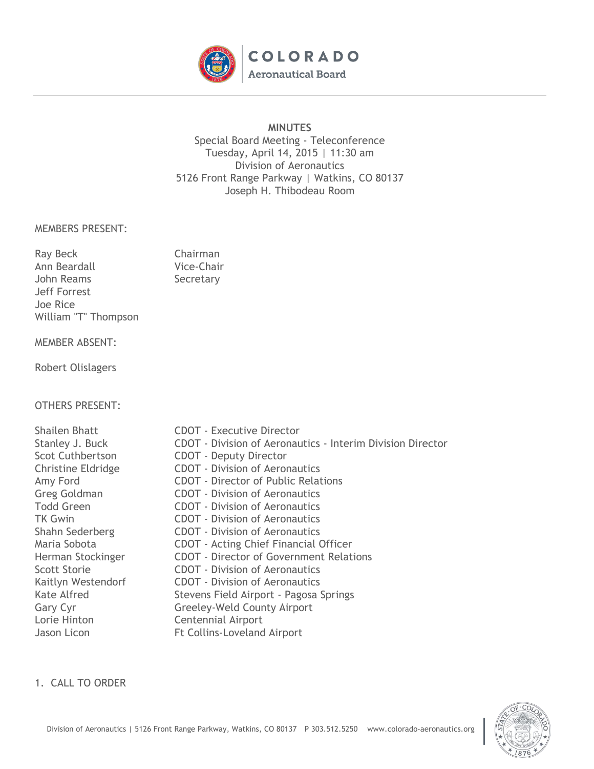COLORADO
Aeronautical Board

**MINUTES**

Special Board Meeting - Teleconference
Tuesday, April 14, 2015 | 11:30 am
Division of Aeronautics
5126 Front Range Parkway | Watkins, CO 80137
Joseph H. Thibodeau Room

MEMBERS PRESENT:

| | |
|---|---|
| Ray Beck | Chairman |
| Ann Beardall | Vice-Chair |
| John Reams | Secretary |
| Jeff Forrest | |
| Joe Rice | |
| William "T" Thompson | |

MEMBER ABSENT:

Robert Olislagers

OTHERS PRESENT:

| | |
|---|---|
| Shailen Bhatt | CDOT - Executive Director |
| Stanley J. Buck | CDOT - Division of Aeronautics - Interim Division Director |
| Scot Cuthbertson | CDOT - Deputy Director |
| Christine Eldridge | CDOT - Division of Aeronautics |
| Amy Ford | CDOT - Director of Public Relations |
| Greg Goldman | CDOT - Division of Aeronautics |
| Todd Green | CDOT - Division of Aeronautics |
| TK Gwin | CDOT - Division of Aeronautics |
| Shahn Sederberg | CDOT - Division of Aeronautics |
| Maria Sobota | CDOT - Acting Chief Financial Officer |
| Herman Stockinger | CDOT - Director of Government Relations |
| Scott Storie | CDOT - Division of Aeronautics |
| Kaitlyn Westendorf | CDOT - Division of Aeronautics |
| Kate Alfred | Stevens Field Airport - Pagosa Springs |
| Gary Cyr | Greeley-Weld County Airport |
| Lorie Hinton | Centennial Airport |
| Jason Licon | Ft Collins-Loveland Airport |

1. CALL TO ORDER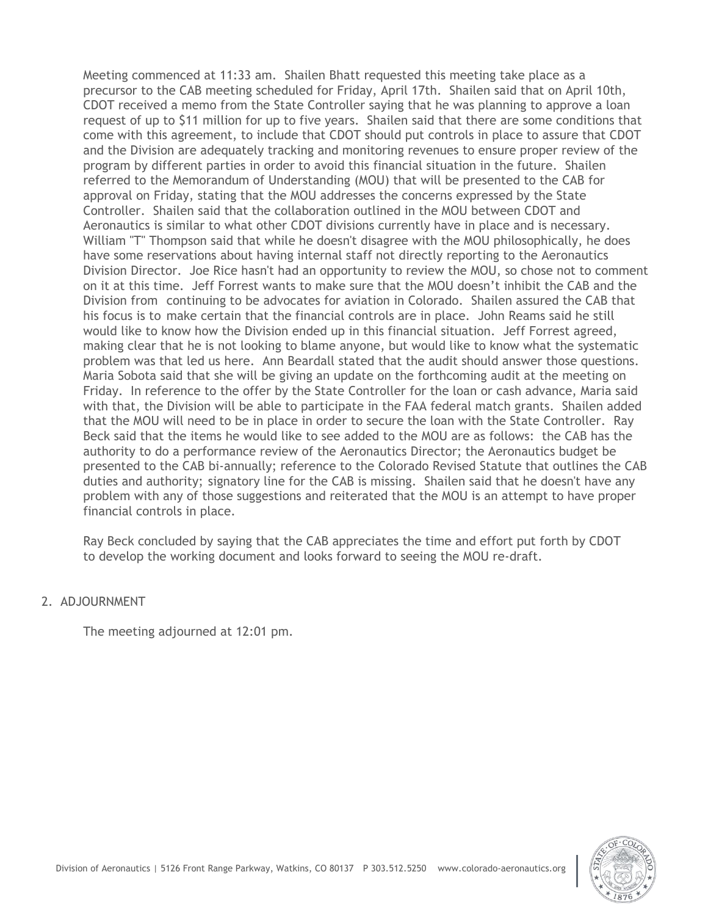Meeting commenced at 11:33 am. Shailen Bhatt requested this meeting take place as a precursor to the CAB meeting scheduled for Friday, April 17th. Shailen said that on April 10th, CDOT received a memo from the State Controller saying that he was planning to approve a loan request of up to $11 million for up to five years. Shailen said that there are some conditions that come with this agreement, to include that CDOT should put controls in place to assure that CDOT and the Division are adequately tracking and monitoring revenues to ensure proper review of the program by different parties in order to avoid this financial situation in the future. Shailen referred to the Memorandum of Understanding (MOU) that will be presented to the CAB for approval on Friday, stating that the MOU addresses the concerns expressed by the State Controller. Shailen said that the collaboration outlined in the MOU between CDOT and Aeronautics is similar to what other CDOT divisions currently have in place and is necessary. William "T" Thompson said that while he doesn't disagree with the MOU philosophically, he does have some reservations about having internal staff not directly reporting to the Aeronautics Division Director. Joe Rice hasn't had an opportunity to review the MOU, so chose not to comment on it at this time. Jeff Forrest wants to make sure that the MOU doesn't inhibit the CAB and the Division from continuing to be advocates for aviation in Colorado. Shailen assured the CAB that his focus is to make certain that the financial controls are in place. John Reams said he still would like to know how the Division ended up in this financial situation. Jeff Forrest agreed, making clear that he is not looking to blame anyone, but would like to know what the systematic problem was that led us here. Ann Beardall stated that the audit should answer those questions. Maria Sobota said that she will be giving an update on the forthcoming audit at the meeting on Friday. In reference to the offer by the State Controller for the loan or cash advance, Maria said with that, the Division will be able to participate in the FAA federal match grants. Shailen added that the MOU will need to be in place in order to secure the loan with the State Controller. Ray Beck said that the items he would like to see added to the MOU are as follows: the CAB has the authority to do a performance review of the Aeronautics Director; the Aeronautics budget be presented to the CAB bi-annually; reference to the Colorado Revised Statute that outlines the CAB duties and authority; signatory line for the CAB is missing. Shailen said that he doesn't have any problem with any of those suggestions and reiterated that the MOU is an attempt to have proper financial controls in place.

Ray Beck concluded by saying that the CAB appreciates the time and effort put forth by CDOT to develop the working document and looks forward to seeing the MOU re-draft.

2. ADJOURNMENT

The meeting adjourned at 12:01 pm.